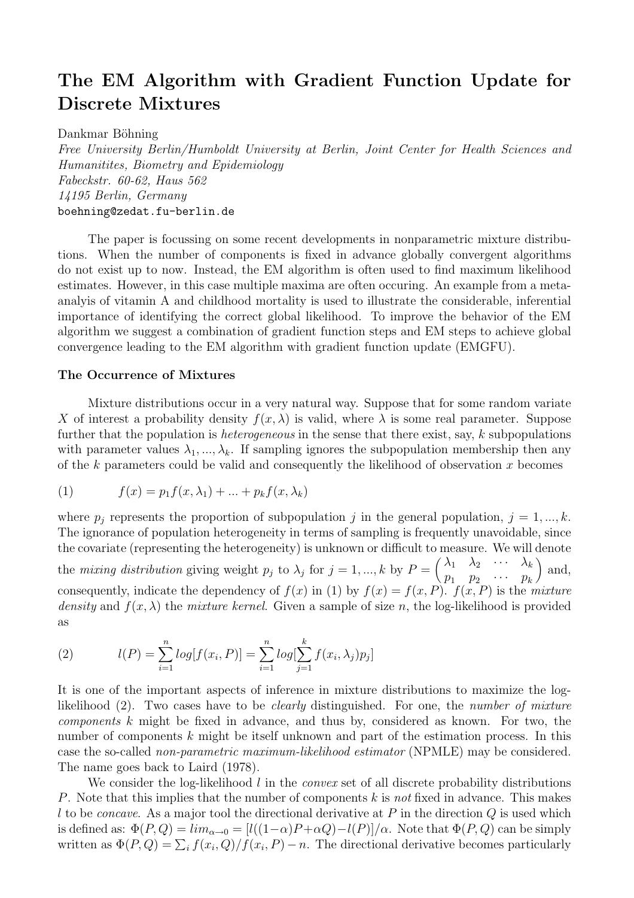# The EM Algorithm with Gradient Function Update for Discrete Mixtures

Dankmar Böhning

*Free University Berlin/Humboldt University at Berlin, Joint Center for Health Sciences and Humanitites, Biometry and Epidemiology*
*Fabeckstr. 60-62, Haus 562*
*14195 Berlin, Germany*
boehning@zedat.fu-berlin.de

The paper is focussing on some recent developments in nonparametric mixture distributions. When the number of components is fixed in advance globally convergent algorithms do not exist up to now. Instead, the EM algorithm is often used to find maximum likelihood estimates. However, in this case multiple maxima are often occuring. An example from a meta-analyis of vitamin A and childhood mortality is used to illustrate the considerable, inferential importance of identifying the correct global likelihood. To improve the behavior of the EM algorithm we suggest a combination of gradient function steps and EM steps to achieve global convergence leading to the EM algorithm with gradient function update (EMGFU).

### The Occurrence of Mixtures

Mixture distributions occur in a very natural way. Suppose that for some random variate $X$ of interest a probability density $f(x, \lambda)$ is valid, where $\lambda$ is some real parameter. Suppose further that the population is *heterogeneous* in the sense that there exist, say, $k$ subpopulations with parameter values $\lambda_1, ..., \lambda_k$. If sampling ignores the subpopulation membership then any of the $k$ parameters could be valid and consequently the likelihood of observation $x$ becomes

$$(1) \qquad f(x) = p_1 f(x, \lambda_1) + ... + p_k f(x, \lambda_k)$$

where $p_j$ represents the proportion of subpopulation $j$ in the general population, $j = 1, ..., k$. The ignorance of population heterogeneity in terms of sampling is frequently unavoidable, since the covariate (representing the heterogeneity) is unknown or difficult to measure. We will denote the *mixing distribution* giving weight $p_j$ to $\lambda_j$ for $j = 1, ..., k$ by $P = \begin{pmatrix} \lambda_1 & \lambda_2 & \cdots & \lambda_k \\ p_1 & p_2 & \cdots & p_k \end{pmatrix}$ and, consequently, indicate the dependency of $f(x)$ in (1) by $f(x) = f(x, P)$. $f(x, P)$ is the *mixture density* and $f(x, \lambda)$ the *mixture kernel*. Given a sample of size $n$, the log-likelihood is provided as

$$(2) \qquad l(P) = \sum_{i=1}^{n} log[f(x_i, P)] = \sum_{i=1}^{n} log[\sum_{j=1}^{k} f(x_i, \lambda_j) p_j]$$

It is one of the important aspects of inference in mixture distributions to maximize the log-likelihood (2). Two cases have to be *clearly* distinguished. For one, the *number of mixture components* $k$ might be fixed in advance, and thus by, considered as known. For two, the number of components $k$ might be itself unknown and part of the estimation process. In this case the so-called *non-parametric maximum-likelihood estimator* (NPMLE) may be considered. The name goes back to Laird (1978).

We consider the log-likelihood $l$ in the *convex* set of all discrete probability distributions $P$. Note that this implies that the number of components $k$ is *not* fixed in advance. This makes $l$ to be *concave*. As a major tool the directional derivative at $P$ in the direction $Q$ is used which is defined as: $\Phi(P, Q) = lim_{\alpha \to 0} = [l((1-\alpha)P + \alpha Q) - l(P)]/\alpha$. Note that $\Phi(P, Q)$ can be simply written as $\Phi(P, Q) = \sum_i f(x_i, Q)/f(x_i, P) - n$. The directional derivative becomes particularly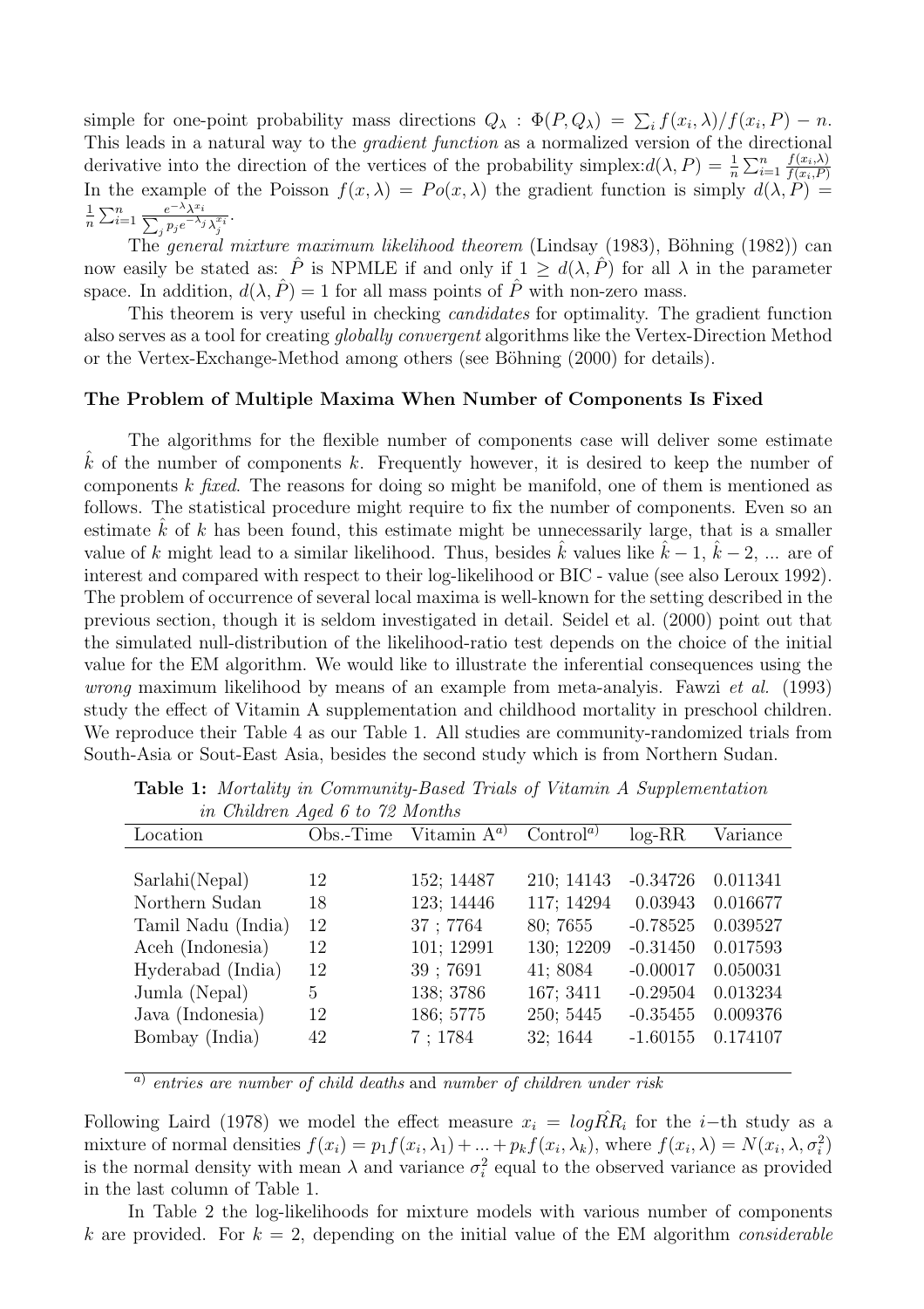simple for one-point probability mass directions $Q_\lambda$ : $\Phi(P, Q_\lambda) = \sum_i f(x_i, \lambda)/f(x_i, P) - n$. This leads in a natural way to the *gradient function* as a normalized version of the directional derivative into the direction of the vertices of the probability simplex:$d(\lambda, P) = \frac{1}{n}\sum_{i=1}^{n} \frac{f(x_i,\lambda)}{f(x_i,P)}$ In the example of the Poisson $f(x, \lambda) = Po(x, \lambda)$ the gradient function is simply $d(\lambda, P) = \frac{1}{n}\sum_{i=1}^{n} \frac{e^{-\lambda}\lambda^{x_i}}{\sum_j p_j e^{-\lambda_j}\lambda_j^{x_i}}$.

The *general mixture maximum likelihood theorem* (Lindsay (1983), Böhning (1982)) can now easily be stated as: $\hat{P}$ is NPMLE if and only if $1 \geq d(\lambda, \hat{P})$ for all $\lambda$ in the parameter space. In addition, $d(\lambda, \hat{P}) = 1$ for all mass points of $\hat{P}$ with non-zero mass.

This theorem is very useful in checking *candidates* for optimality. The gradient function also serves as a tool for creating *globally convergent* algorithms like the Vertex-Direction Method or the Vertex-Exchange-Method among others (see Böhning (2000) for details).

### The Problem of Multiple Maxima When Number of Components Is Fixed

The algorithms for the flexible number of components case will deliver some estimate $\hat{k}$ of the number of components $k$. Frequently however, it is desired to keep the number of components $k$ *fixed*. The reasons for doing so might be manifold, one of them is mentioned as follows. The statistical procedure might require to fix the number of components. Even so an estimate $\hat{k}$ of $k$ has been found, this estimate might be unnecessarily large, that is a smaller value of $k$ might lead to a similar likelihood. Thus, besides $\hat{k}$ values like $\hat{k} - 1$, $\hat{k} - 2$, ... are of interest and compared with respect to their log-likelihood or BIC - value (see also Leroux 1992). The problem of occurrence of several local maxima is well-known for the setting described in the previous section, though it is seldom investigated in detail. Seidel et al. (2000) point out that the simulated null-distribution of the likelihood-ratio test depends on the choice of the initial value for the EM algorithm. We would like to illustrate the inferential consequences using the *wrong* maximum likelihood by means of an example from meta-analyis. Fawzi *et al.* (1993) study the effect of Vitamin A supplementation and childhood mortality in preschool children. We reproduce their Table 4 as our Table 1. All studies are community-randomized trials from South-Asia or Sout-East Asia, besides the second study which is from Northern Sudan.

**Table 1:** *Mortality in Community-Based Trials of Vitamin A Supplementation in Children Aged 6 to 72 Months*

| Location | Obs.-Time | Vitamin A[a] | Control[a] | log-RR | Variance |
|---|---|---|---|---|---|
| Sarlahi(Nepal) | 12 | 152; 14487 | 210; 14143 | -0.34726 | 0.011341 |
| Northern Sudan | 18 | 123; 14446 | 117; 14294 | 0.03943 | 0.016677 |
| Tamil Nadu (India) | 12 | 37 ; 7764 | 80; 7655 | -0.78525 | 0.039527 |
| Aceh (Indonesia) | 12 | 101; 12991 | 130; 12209 | -0.31450 | 0.017593 |
| Hyderabad (India) | 12 | 39 ; 7691 | 41; 8084 | -0.00017 | 0.050031 |
| Jumla (Nepal) | 5 | 138; 3786 | 167; 3411 | -0.29504 | 0.013234 |
| Java (Indonesia) | 12 | 186; 5775 | 250; 5445 | -0.35455 | 0.009376 |
| Bombay (India) | 42 | 7 ; 1784 | 32; 1644 | -1.60155 | 0.174107 |

[a] *entries are number of child deaths* and *number of children under risk*

Following Laird (1978) we model the effect measure $x_i = log\hat{RR}_i$ for the $i-$th study as a mixture of normal densities $f(x_i) = p_1 f(x_i, \lambda_1) + ... + p_k f(x_i, \lambda_k)$, where $f(x_i, \lambda) = N(x_i, \lambda, \sigma_i^2)$ is the normal density with mean $\lambda$ and variance $\sigma_i^2$ equal to the observed variance as provided in the last column of Table 1.

In Table 2 the log-likelihoods for mixture models with various number of components $k$ are provided. For $k = 2$, depending on the initial value of the EM algorithm *considerable*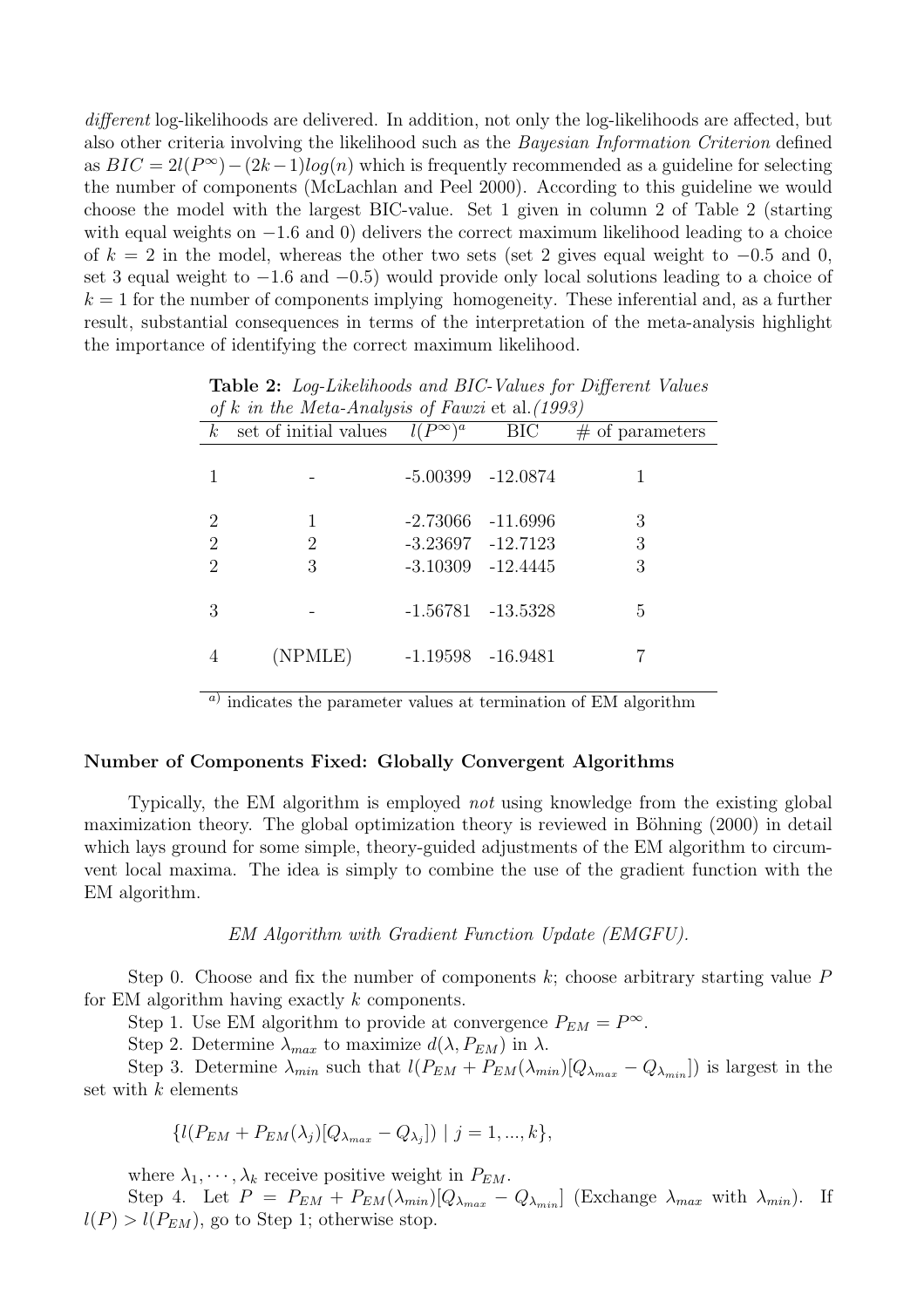*different* log-likelihoods are delivered. In addition, not only the log-likelihoods are affected, but also other criteria involving the likelihood such as the *Bayesian Information Criterion* defined as $BIC = 2l(P^{\infty}) - (2k-1)log(n)$ which is frequently recommended as a guideline for selecting the number of components (McLachlan and Peel 2000). According to this guideline we would choose the model with the largest BIC-value. Set 1 given in column 2 of Table 2 (starting with equal weights on $-1.6$ and 0) delivers the correct maximum likelihood leading to a choice of $k = 2$ in the model, whereas the other two sets (set 2 gives equal weight to $-0.5$ and 0, set 3 equal weight to $-1.6$ and $-0.5$) would provide only local solutions leading to a choice of $k = 1$ for the number of components implying homogeneity. These inferential and, as a further result, substantial consequences in terms of the interpretation of the meta-analysis highlight the importance of identifying the correct maximum likelihood.

**Table 2:** *Log-Likelihoods and BIC-Values for Different Values of k in the Meta-Analysis of Fawzi* et al.*(1993)*

| $k$ | set of initial values | $l(P^{\infty})^{a}$ | BIC | # of parameters |
|---|---|---|---|---|
| 1 | - | -5.00399 | -12.0874 | 1 |
| 2 | 1 | -2.73066 | -11.6996 | 3 |
| 2 | 2 | -3.23697 | -12.7123 | 3 |
| 2 | 3 | -3.10309 | -12.4445 | 3 |
| 3 | - | -1.56781 | -13.5328 | 5 |
| 4 | (NPMLE) | -1.19598 | -16.9481 | 7 |

[a] indicates the parameter values at termination of EM algorithm

**Number of Components Fixed: Globally Convergent Algorithms**

Typically, the EM algorithm is employed *not* using knowledge from the existing global maximization theory. The global optimization theory is reviewed in Böhning (2000) in detail which lays ground for some simple, theory-guided adjustments of the EM algorithm to circumvent local maxima. The idea is simply to combine the use of the gradient function with the EM algorithm.

*EM Algorithm with Gradient Function Update (EMGFU).*

Step 0. Choose and fix the number of components $k$; choose arbitrary starting value $P$ for EM algorithm having exactly $k$ components.

Step 1. Use EM algorithm to provide at convergence $P_{EM} = P^{\infty}$.

Step 2. Determine $\lambda_{max}$ to maximize $d(\lambda, P_{EM})$ in $\lambda$.

Step 3. Determine $\lambda_{min}$ such that $l(P_{EM} + P_{EM}(\lambda_{min})[Q_{\lambda_{max}} - Q_{\lambda_{min}}])$ is largest in the set with $k$ elements

$$\{l(P_{EM} + P_{EM}(\lambda_j)[Q_{\lambda_{max}} - Q_{\lambda_j}]) \mid j = 1, ..., k\},$$

where $\lambda_1, \cdots, \lambda_k$ receive positive weight in $P_{EM}$.

Step 4. Let $P = P_{EM} + P_{EM}(\lambda_{min})[Q_{\lambda_{max}} - Q_{\lambda_{min}}]$ (Exchange $\lambda_{max}$ with $\lambda_{min}$). If $l(P) > l(P_{EM})$, go to Step 1; otherwise stop.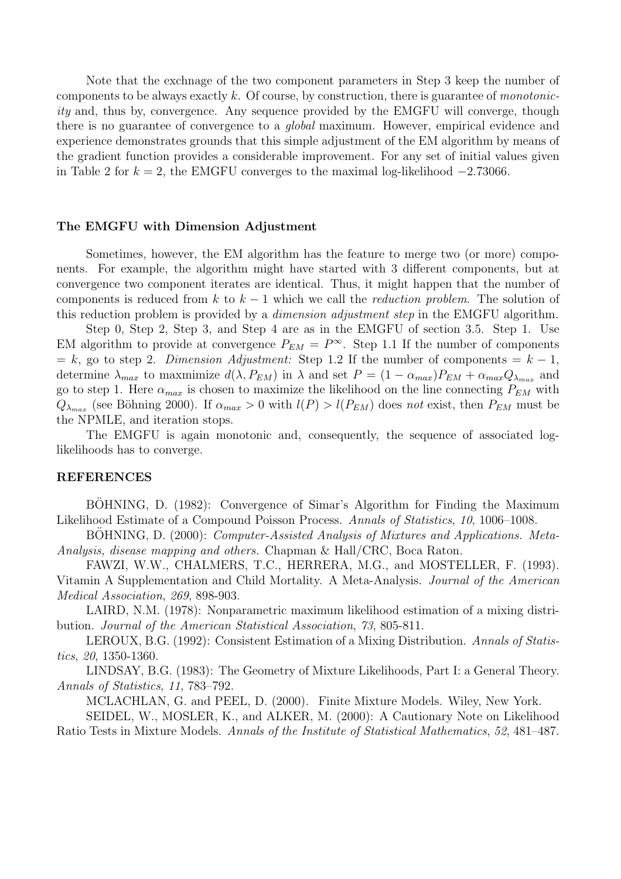Note that the exchnage of the two component parameters in Step 3 keep the number of components to be always exactly $k$. Of course, by construction, there is guarantee of *monotonicity* and, thus by, convergence. Any sequence provided by the EMGFU will converge, though there is no guarantee of convergence to a *global* maximum. However, empirical evidence and experience demonstrates grounds that this simple adjustment of the EM algorithm by means of the gradient function provides a considerable improvement. For any set of initial values given in Table 2 for $k = 2$, the EMGFU converges to the maximal log-likelihood $-2.73066$.

### The EMGFU with Dimension Adjustment

Sometimes, however, the EM algorithm has the feature to merge two (or more) components. For example, the algorithm might have started with 3 different components, but at convergence two component iterates are identical. Thus, it might happen that the number of components is reduced from $k$ to $k - 1$ which we call the *reduction problem*. The solution of this reduction problem is provided by a *dimension adjustment step* in the EMGFU algorithm.

Step 0, Step 2, Step 3, and Step 4 are as in the EMGFU of section 3.5. Step 1. Use EM algorithm to provide at convergence $P_{EM} = P^{\infty}$. Step 1.1 If the number of components $= k$, go to step 2. *Dimension Adjustment:* Step 1.2 If the number of components $= k - 1$, determine $\lambda_{max}$ to maxmimize $d(\lambda, P_{EM})$ in $\lambda$ and set $P = (1 - \alpha_{max})P_{EM} + \alpha_{max}Q_{\lambda_{max}}$ and go to step 1. Here $\alpha_{max}$ is chosen to maximize the likelihood on the line connecting $P_{EM}$ with $Q_{\lambda_{max}}$ (see Böhning 2000). If $\alpha_{max} > 0$ with $l(P) > l(P_{EM})$ does *not* exist, then $P_{EM}$ must be the NPMLE, and iteration stops.

The EMGFU is again monotonic and, consequently, the sequence of associated log-likelihoods has to converge.

### REFERENCES

BÖHNING, D. (1982): Convergence of Simar's Algorithm for Finding the Maximum Likelihood Estimate of a Compound Poisson Process. *Annals of Statistics*, *10*, 1006–1008.

BÖHNING, D. (2000): *Computer-Assisted Analysis of Mixtures and Applications. Meta-Analysis, disease mapping and others.* Chapman & Hall/CRC, Boca Raton.

FAWZI, W.W., CHALMERS, T.C., HERRERA, M.G., and MOSTELLER, F. (1993). Vitamin A Supplementation and Child Mortality. A Meta-Analysis. *Journal of the American Medical Association*, *269*, 898-903.

LAIRD, N.M. (1978): Nonparametric maximum likelihood estimation of a mixing distribution. *Journal of the American Statistical Association*, *73*, 805-811.

LEROUX, B.G. (1992): Consistent Estimation of a Mixing Distribution. *Annals of Statistics*, *20*, 1350-1360.

LINDSAY, B.G. (1983): The Geometry of Mixture Likelihoods, Part I: a General Theory. *Annals of Statistics*, *11*, 783–792.

MCLACHLAN, G. and PEEL, D. (2000). Finite Mixture Models. Wiley, New York.

SEIDEL, W., MOSLER, K., and ALKER, M. (2000): A Cautionary Note on Likelihood Ratio Tests in Mixture Models. *Annals of the Institute of Statistical Mathematics*, *52*, 481–487.